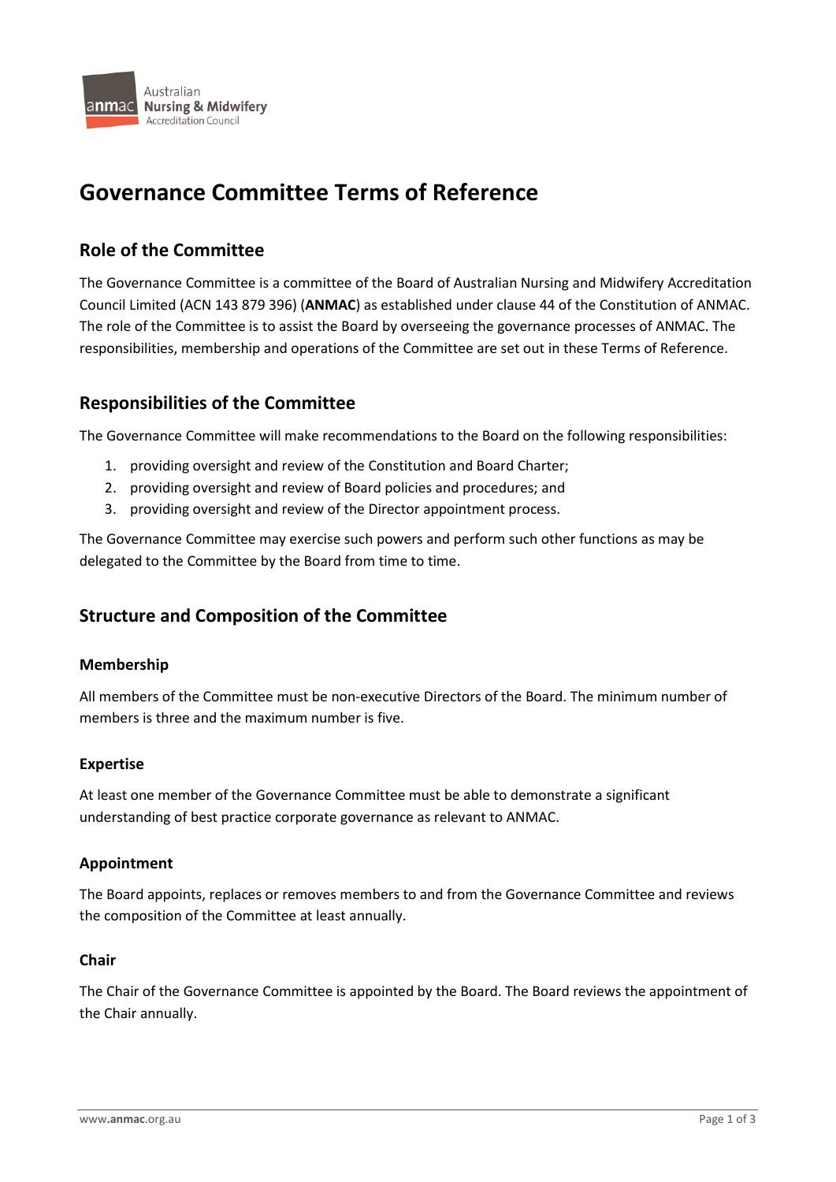# Governance Committee Terms of Reference

## Role of the Committee

The Governance Committee is a committee of the Board of Australian Nursing and Midwifery Accreditation Council Limited (ACN 143 879 396) (**ANMAC**) as established under clause 44 of the Constitution of ANMAC. The role of the Committee is to assist the Board by overseeing the governance processes of ANMAC. The responsibilities, membership and operations of the Committee are set out in these Terms of Reference.

## Responsibilities of the Committee

The Governance Committee will make recommendations to the Board on the following responsibilities:

1. providing oversight and review of the Constitution and Board Charter;
2. providing oversight and review of Board policies and procedures; and
3. providing oversight and review of the Director appointment process.

The Governance Committee may exercise such powers and perform such other functions as may be delegated to the Committee by the Board from time to time.

## Structure and Composition of the Committee

### Membership

All members of the Committee must be non-executive Directors of the Board. The minimum number of members is three and the maximum number is five.

### Expertise

At least one member of the Governance Committee must be able to demonstrate a significant understanding of best practice corporate governance as relevant to ANMAC.

### Appointment

The Board appoints, replaces or removes members to and from the Governance Committee and reviews the composition of the Committee at least annually.

### Chair

The Chair of the Governance Committee is appointed by the Board. The Board reviews the appointment of the Chair annually.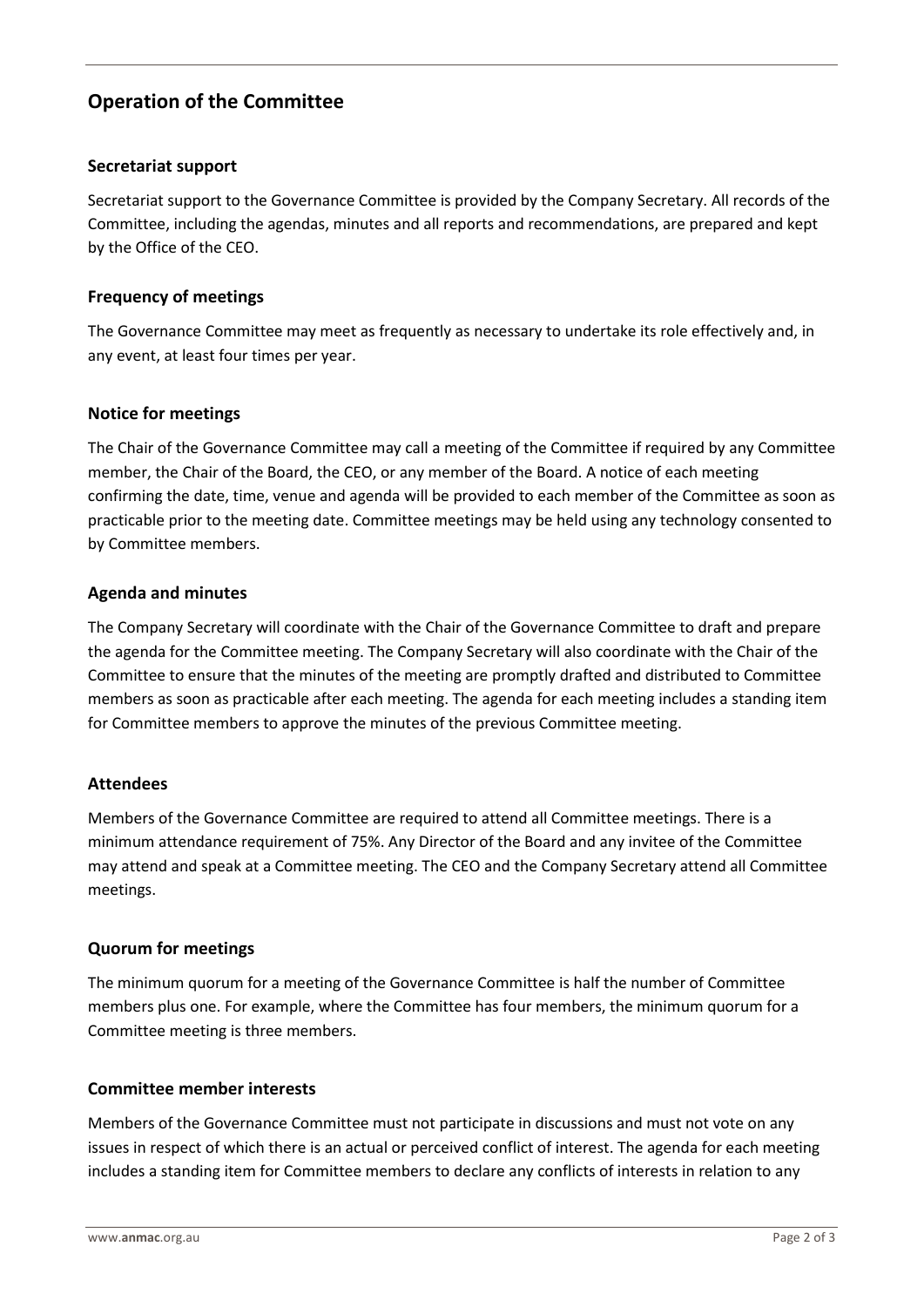## Operation of the Committee

### Secretariat support

Secretariat support to the Governance Committee is provided by the Company Secretary. All records of the Committee, including the agendas, minutes and all reports and recommendations, are prepared and kept by the Office of the CEO.

### Frequency of meetings

The Governance Committee may meet as frequently as necessary to undertake its role effectively and, in any event, at least four times per year.

### Notice for meetings

The Chair of the Governance Committee may call a meeting of the Committee if required by any Committee member, the Chair of the Board, the CEO, or any member of the Board. A notice of each meeting confirming the date, time, venue and agenda will be provided to each member of the Committee as soon as practicable prior to the meeting date. Committee meetings may be held using any technology consented to by Committee members.

### Agenda and minutes

The Company Secretary will coordinate with the Chair of the Governance Committee to draft and prepare the agenda for the Committee meeting. The Company Secretary will also coordinate with the Chair of the Committee to ensure that the minutes of the meeting are promptly drafted and distributed to Committee members as soon as practicable after each meeting. The agenda for each meeting includes a standing item for Committee members to approve the minutes of the previous Committee meeting.

### Attendees

Members of the Governance Committee are required to attend all Committee meetings. There is a minimum attendance requirement of 75%. Any Director of the Board and any invitee of the Committee may attend and speak at a Committee meeting. The CEO and the Company Secretary attend all Committee meetings.

### Quorum for meetings

The minimum quorum for a meeting of the Governance Committee is half the number of Committee members plus one. For example, where the Committee has four members, the minimum quorum for a Committee meeting is three members.

### Committee member interests

Members of the Governance Committee must not participate in discussions and must not vote on any issues in respect of which there is an actual or perceived conflict of interest. The agenda for each meeting includes a standing item for Committee members to declare any conflicts of interests in relation to any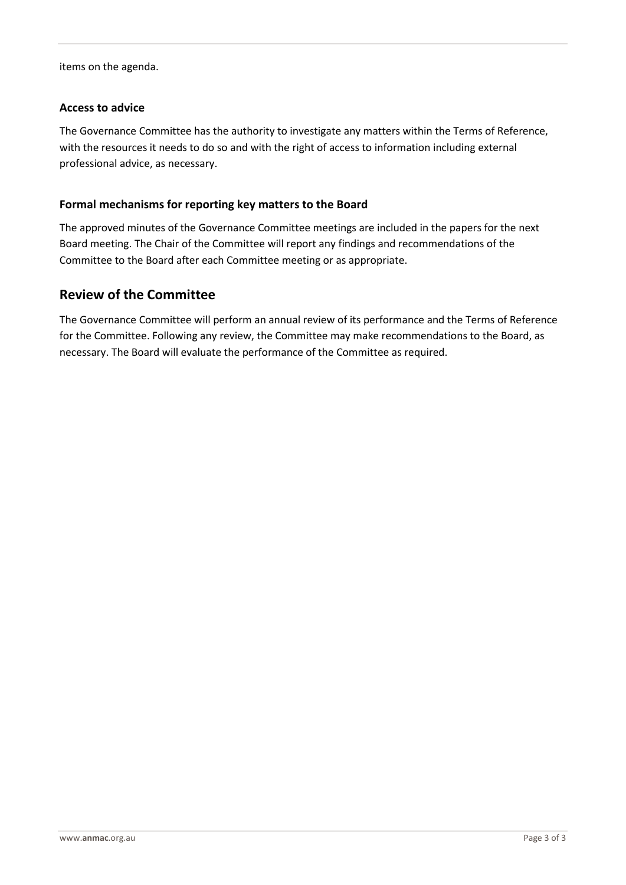items on the agenda.

### Access to advice

The Governance Committee has the authority to investigate any matters within the Terms of Reference, with the resources it needs to do so and with the right of access to information including external professional advice, as necessary.

### Formal mechanisms for reporting key matters to the Board

The approved minutes of the Governance Committee meetings are included in the papers for the next Board meeting. The Chair of the Committee will report any findings and recommendations of the Committee to the Board after each Committee meeting or as appropriate.

## Review of the Committee

The Governance Committee will perform an annual review of its performance and the Terms of Reference for the Committee. Following any review, the Committee may make recommendations to the Board, as necessary. The Board will evaluate the performance of the Committee as required.